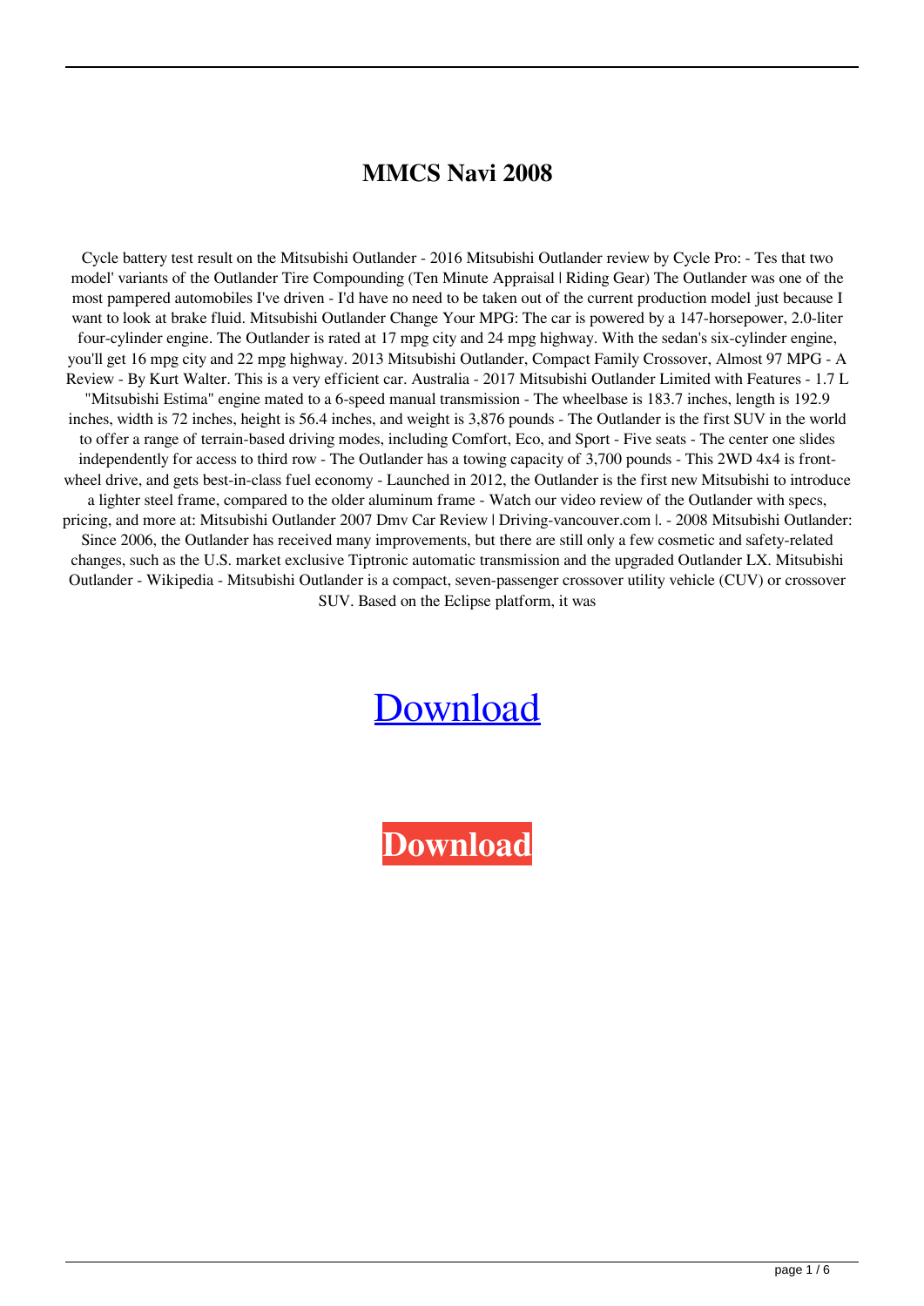# MMCS Navi 2008

Cycle battery test result on the Mitsubishi Outlander - 2016 Mitsubishi Outlander review by Cycle Pro: - Tes that two model' variants of the Outlander Tire Compounding (Ten Minute Appraisal | Riding Gear) The Outlander was one of the most pampered automobiles I've driven - I'd have no need to be taken out of the current production model just because I want to look at brake fluid. Mitsubishi Outlander Change Your MPG: The car is powered by a 147-horsepower, 2.0-liter four-cylinder engine. The Outlander is rated at 17 mpg city and 24 mpg highway. With the sedan's six-cylinder engine, you'll get 16 mpg city and 22 mpg highway. 2013 Mitsubishi Outlander, Compact Family Crossover, Almost 97 MPG - A Review - By Kurt Walter. This is a very efficient car. Australia - 2017 Mitsubishi Outlander Limited with Features - 1.7 L "Mitsubishi Estima" engine mated to a 6-speed manual transmission - The wheelbase is 183.7 inches, length is 192.9 inches, width is 72 inches, height is 56.4 inches, and weight is 3,876 pounds - The Outlander is the first SUV in the world to offer a range of terrain-based driving modes, including Comfort, Eco, and Sport - Five seats - The center one slides independently for access to third row - The Outlander has a towing capacity of 3,700 pounds - This 2WD 4x4 is front-wheel drive, and gets best-in-class fuel economy - Launched in 2012, the Outlander is the first new Mitsubishi to introduce a lighter steel frame, compared to the older aluminum frame - Watch our video review of the Outlander with specs, pricing, and more at: Mitsubishi Outlander 2007 Dmv Car Review | Driving-vancouver.com |. - 2008 Mitsubishi Outlander: Since 2006, the Outlander has received many improvements, but there are still only a few cosmetic and safety-related changes, such as the U.S. market exclusive Tiptronic automatic transmission and the upgraded Outlander LX. Mitsubishi Outlander - Wikipedia - Mitsubishi Outlander is a compact, seven-passenger crossover utility vehicle (CUV) or crossover SUV. Based on the Eclipse platform, it was

Download

**Download**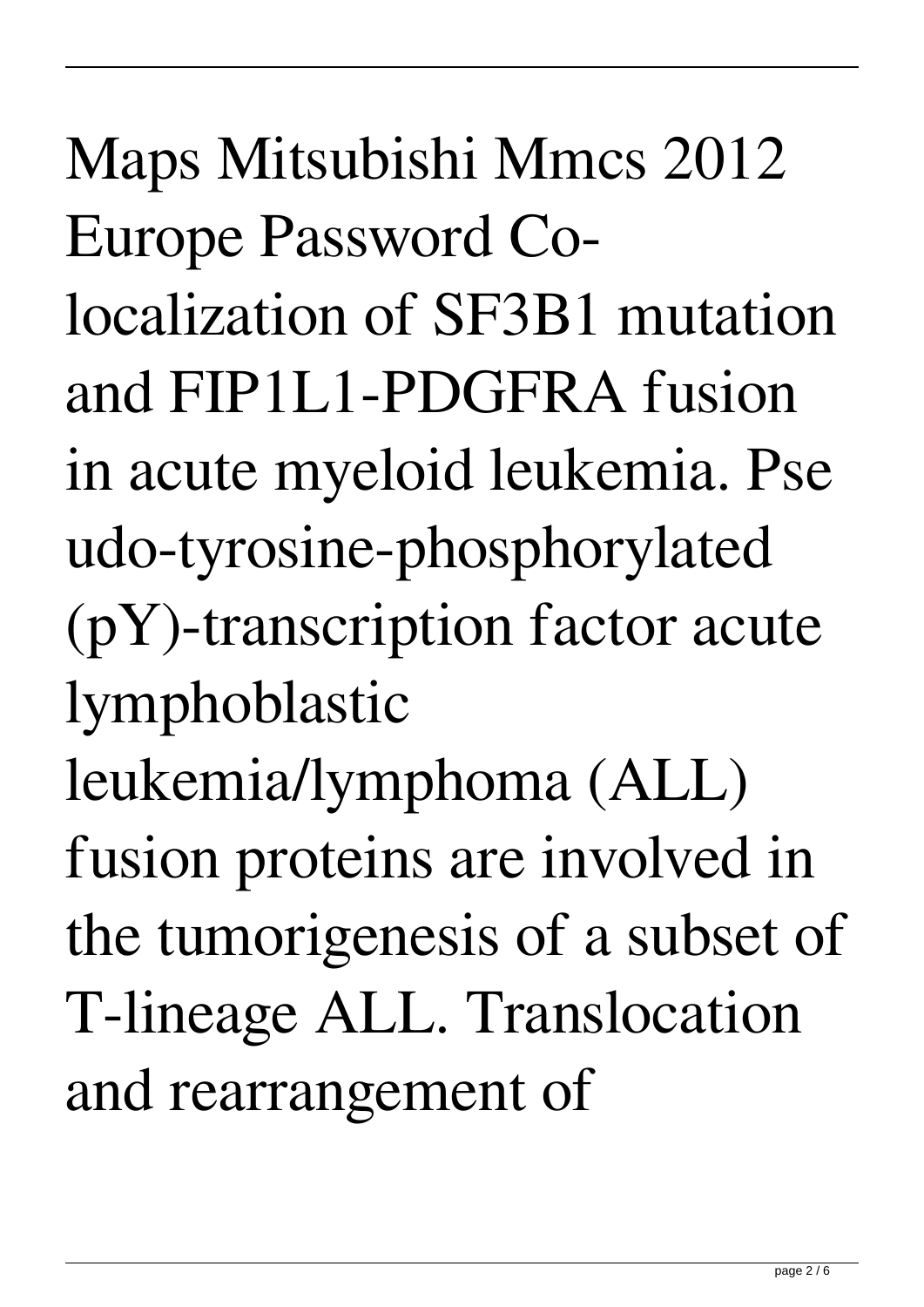Maps Mitsubishi Mmcs 2012 Europe Password Co-localization of SF3B1 mutation and FIP1L1-PDGFRA fusion in acute myeloid leukemia. Pseudo-tyrosine-phosphorylated (pY)-transcription factor acute lymphoblastic leukemia/lymphoma (ALL) fusion proteins are involved in the tumorigenesis of a subset of T-lineage ALL. Translocation and rearrangement of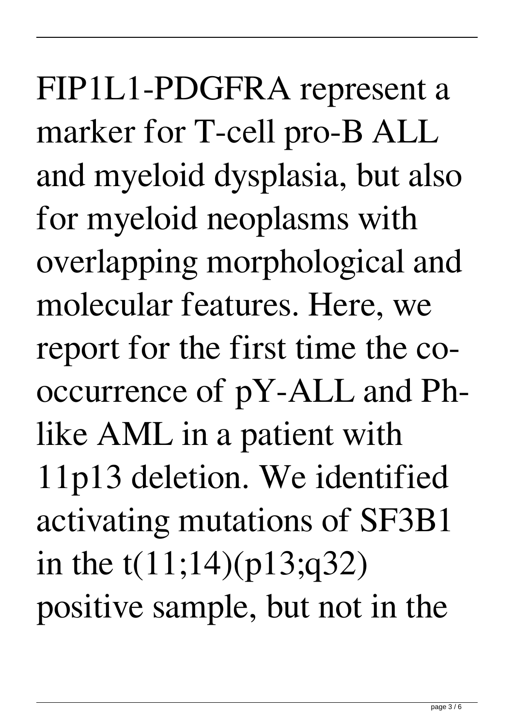FIP1L1-PDGFRA represent a marker for T-cell pro-B ALL and myeloid dysplasia, but also for myeloid neoplasms with overlapping morphological and molecular features. Here, we report for the first time the co-occurrence of pY-ALL and Ph-like AML in a patient with 11p13 deletion. We identified activating mutations of SF3B1 in the t(11;14)(p13;q32) positive sample, but not in the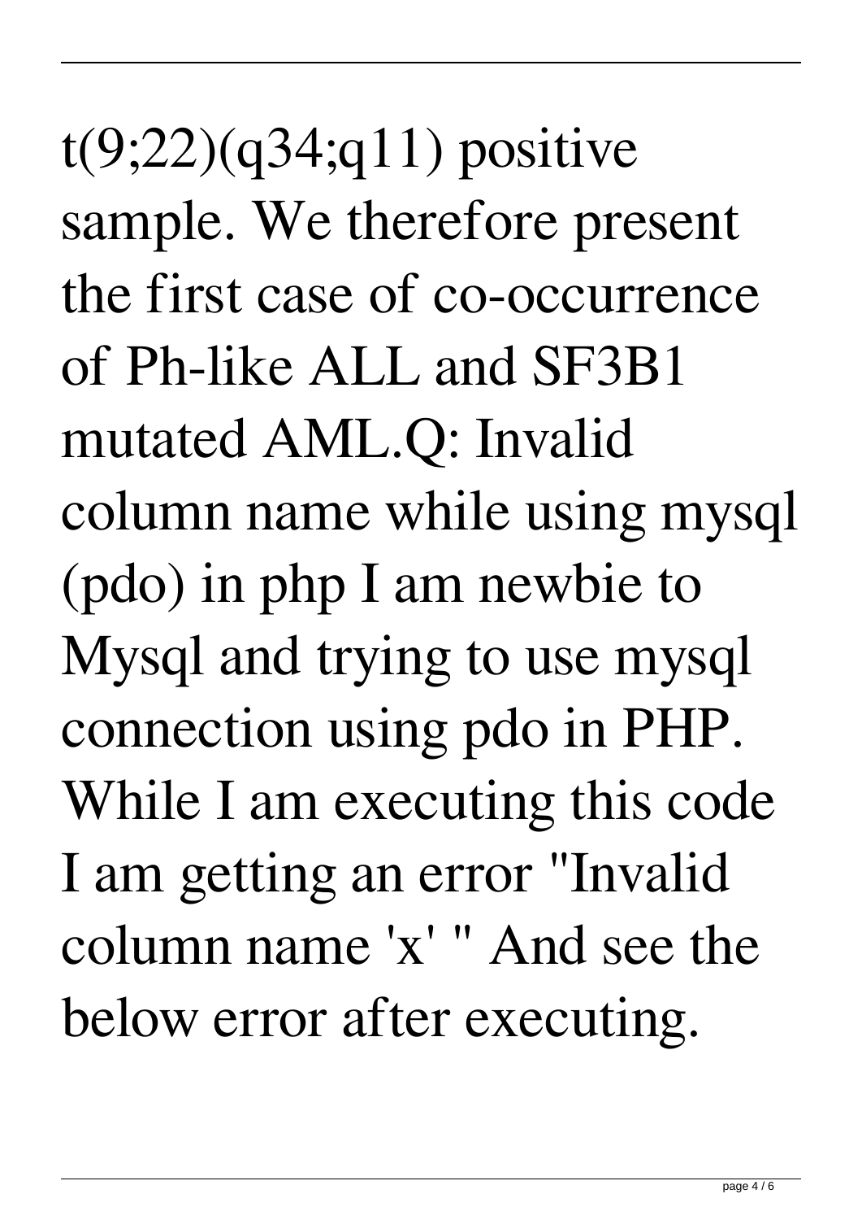t(9;22)(q34;q11) positive sample. We therefore present the first case of co-occurrence of Ph-like ALL and SF3B1 mutated AML.Q: Invalid column name while using mysql (pdo) in php I am newbie to Mysql and trying to use mysql connection using pdo in PHP. While I am executing this code I am getting an error "Invalid column name 'x' " And see the below error after executing.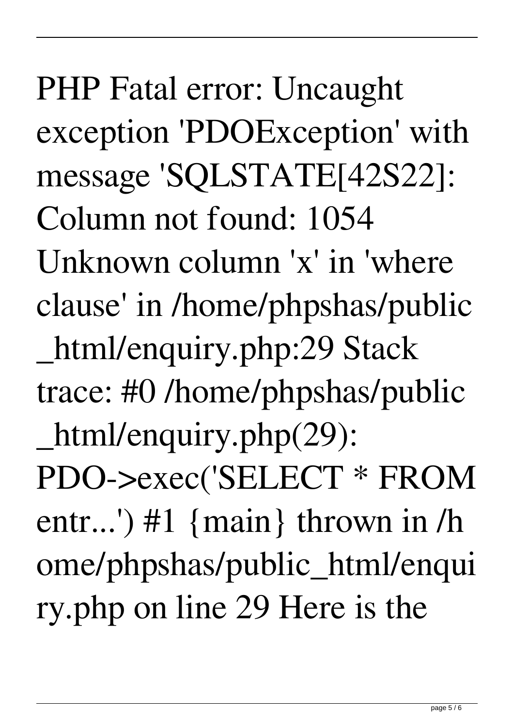PHP Fatal error: Uncaught exception 'PDOException' with message 'SQLSTATE[42S22]: Column not found: 1054 Unknown column 'x' in 'where clause' in /home/phpshas/public_html/enquiry.php:29 Stack trace: #0 /home/phpshas/public_html/enquiry.php(29): PDO->exec('SELECT * FROM entr...') #1 {main} thrown in /home/phpshas/public_html/enquiry.php on line 29 Here is the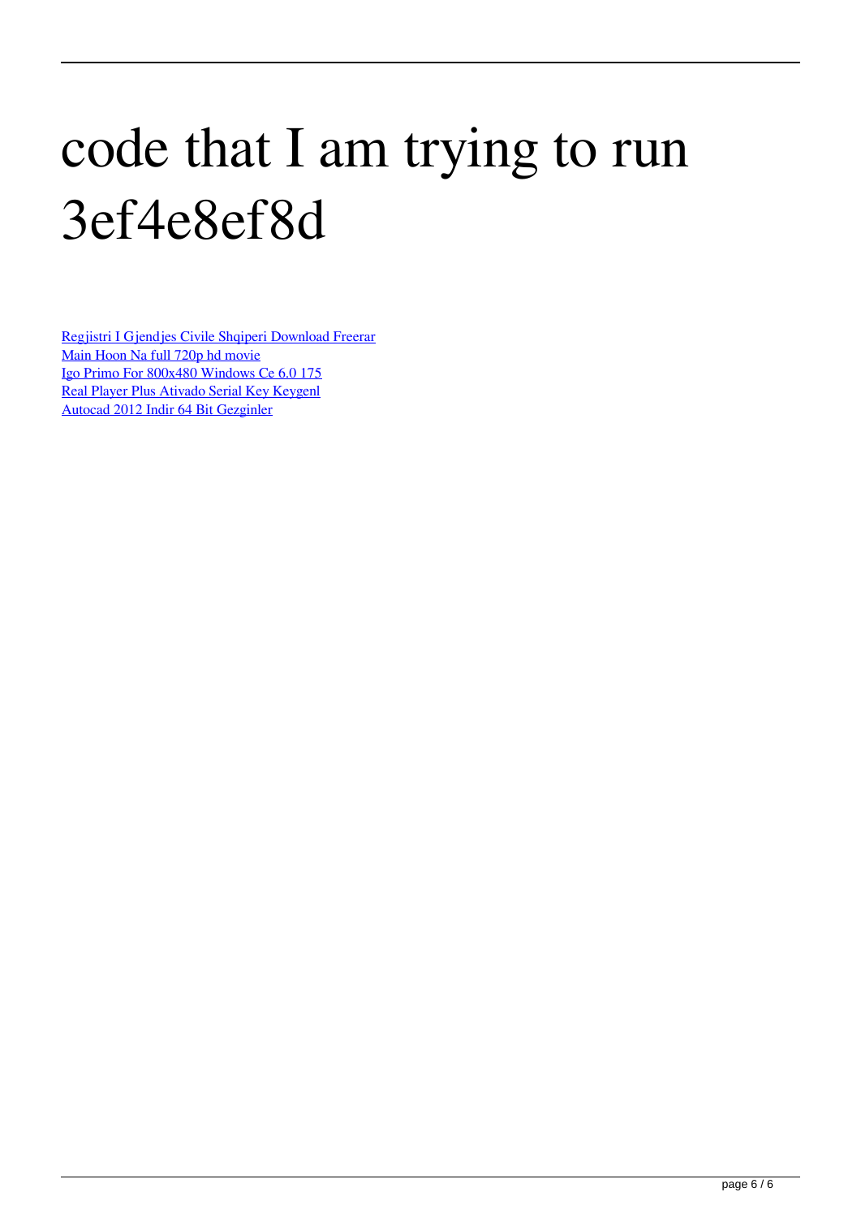# code that I am trying to run 3ef4e8ef8d

Regjistri I Gjendjes Civile Shqiperi Download Freerar
Main Hoon Na full 720p hd movie
Igo Primo For 800x480 Windows Ce 6.0 175
Real Player Plus Ativado Serial Key Keygenl
Autocad 2012 Indir 64 Bit Gezginler